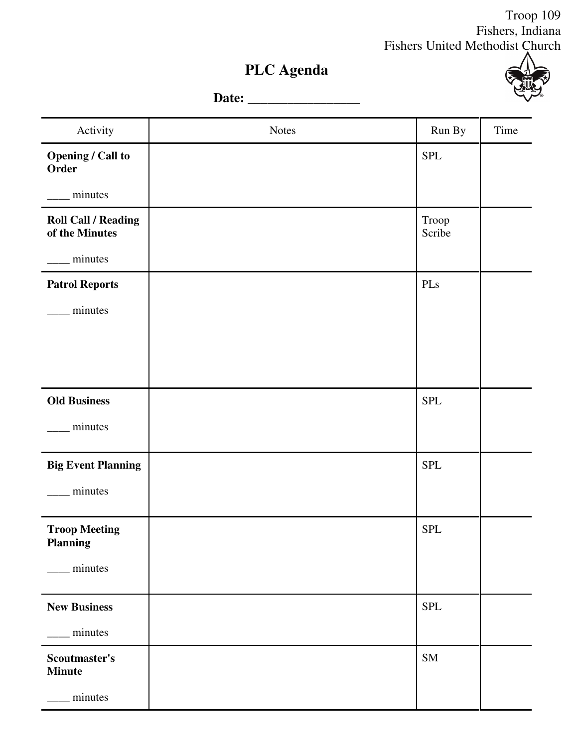Troop 109
Fishers, Indiana
Fishers United Methodist Church

# PLC Agenda

**Date: _________________**

| Activity | Notes | Run By | Time |
|---|---|---|---|
| **Opening / Call to Order**<br><br>____ minutes | | SPL | |
| **Roll Call / Reading of the Minutes**<br><br>____ minutes | | Troop Scribe | |
| **Patrol Reports**<br><br>____ minutes | | PLs | |
| **Old Business**<br><br>____ minutes | | SPL | |
| **Big Event Planning**<br><br>____ minutes | | SPL | |
| **Troop Meeting Planning**<br><br>____ minutes | | SPL | |
| **New Business**<br><br>____ minutes | | SPL | |
| **Scoutmaster's Minute**<br><br>____ minutes | | SM | |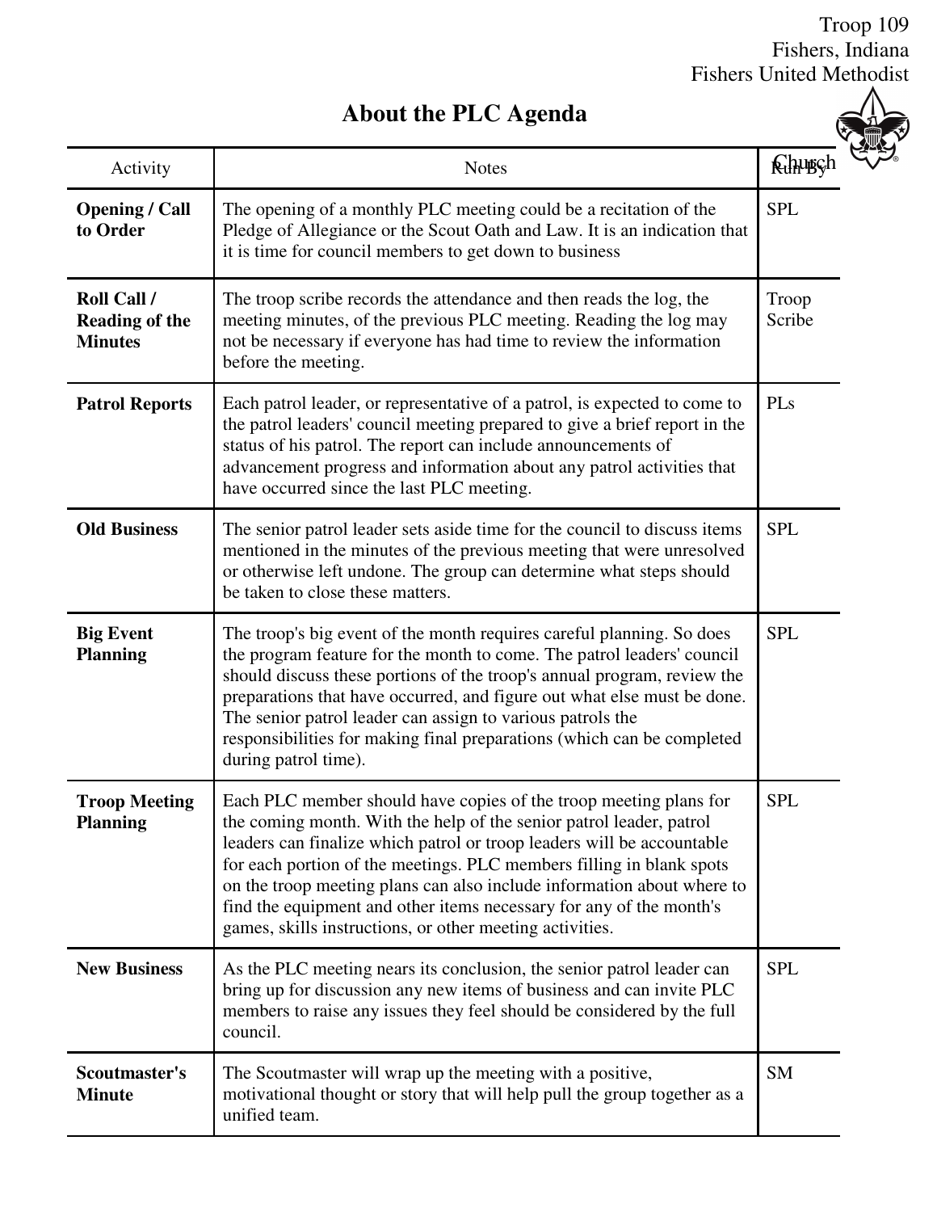Troop 109
Fishers, Indiana
Fishers United Methodist Church

# About the PLC Agenda

| Activity | Notes | Run By |
|---|---|---|
| **Opening / Call to Order** | The opening of a monthly PLC meeting could be a recitation of the Pledge of Allegiance or the Scout Oath and Law. It is an indication that it is time for council members to get down to business | SPL |
| **Roll Call / Reading of the Minutes** | The troop scribe records the attendance and then reads the log, the meeting minutes, of the previous PLC meeting. Reading the log may not be necessary if everyone has had time to review the information before the meeting. | Troop Scribe |
| **Patrol Reports** | Each patrol leader, or representative of a patrol, is expected to come to the patrol leaders' council meeting prepared to give a brief report in the status of his patrol. The report can include announcements of advancement progress and information about any patrol activities that have occurred since the last PLC meeting. | PLs |
| **Old Business** | The senior patrol leader sets aside time for the council to discuss items mentioned in the minutes of the previous meeting that were unresolved or otherwise left undone. The group can determine what steps should be taken to close these matters. | SPL |
| **Big Event Planning** | The troop's big event of the month requires careful planning. So does the program feature for the month to come. The patrol leaders' council should discuss these portions of the troop's annual program, review the preparations that have occurred, and figure out what else must be done. The senior patrol leader can assign to various patrols the responsibilities for making final preparations (which can be completed during patrol time). | SPL |
| **Troop Meeting Planning** | Each PLC member should have copies of the troop meeting plans for the coming month. With the help of the senior patrol leader, patrol leaders can finalize which patrol or troop leaders will be accountable for each portion of the meetings. PLC members filling in blank spots on the troop meeting plans can also include information about where to find the equipment and other items necessary for any of the month's games, skills instructions, or other meeting activities. | SPL |
| **New Business** | As the PLC meeting nears its conclusion, the senior patrol leader can bring up for discussion any new items of business and can invite PLC members to raise any issues they feel should be considered by the full council. | SPL |
| **Scoutmaster's Minute** | The Scoutmaster will wrap up the meeting with a positive, motivational thought or story that will help pull the group together as a unified team. | SM |